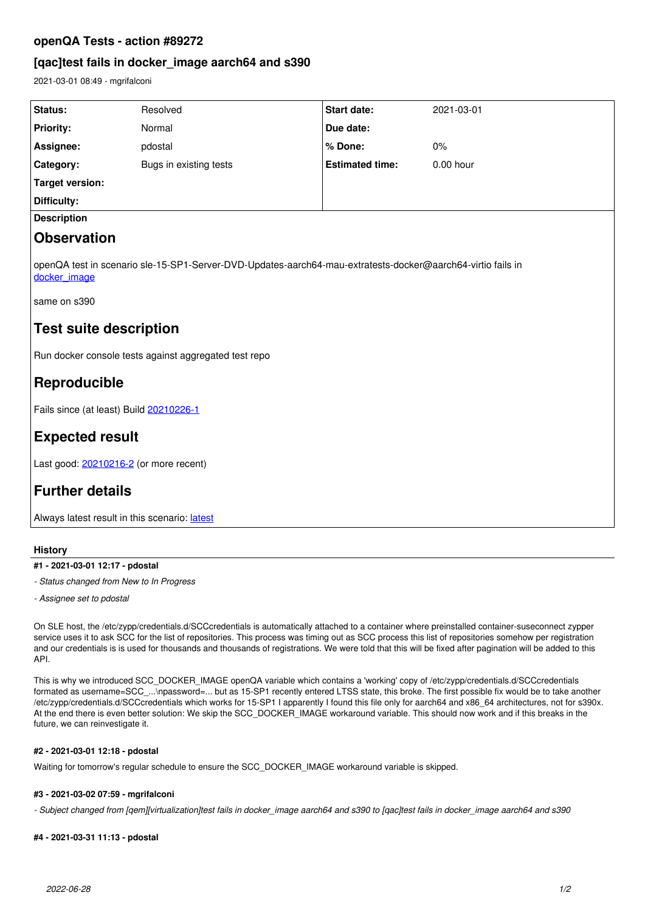# openQA Tests - action #89272

## [qac]test fails in docker_image aarch64 and s390

2021-03-01 08:49 - mgrifalconi

| Status: | Resolved | Start date: | 2021-03-01 |
|---|---|---|---|
| Priority: | Normal | Due date: | |
| Assignee: | pdostal | % Done: | 0% |
| Category: | Bugs in existing tests | Estimated time: | 0.00 hour |
| Target version: | | | |
| Difficulty: | | | |

**Description**

## Observation

openQA test in scenario sle-15-SP1-Server-DVD-Updates-aarch64-mau-extratests-docker@aarch64-virtio fails in docker_image

same on s390

## Test suite description

Run docker console tests against aggregated test repo

## Reproducible

Fails since (at least) Build 20210226-1

## Expected result

Last good: 20210216-2 (or more recent)

## Further details

Always latest result in this scenario: latest

### History

#### #1 - 2021-03-01 12:17 - pdostal

*- Status changed from New to In Progress*

*- Assignee set to pdostal*

On SLE host, the /etc/zypp/credentials.d/SCCcredentials is automatically attached to a container where preinstalled container-suseconnect zypper service uses it to ask SCC for the list of repositories. This process was timing out as SCC process this list of repositories somehow per registration and our credentials is is used for thousands and thousands of registrations. We were told that this will be fixed after pagination will be added to this API.

This is why we introduced SCC_DOCKER_IMAGE openQA variable which contains a 'working' copy of /etc/zypp/credentials.d/SCCcredentials formated as username=SCC_...\npassword=... but as 15-SP1 recently entered LTSS state, this broke. The first possible fix would be to take another /etc/zypp/credentials.d/SCCcredentials which works for 15-SP1 I apparently I found this file only for aarch64 and x86_64 architectures, not for s390x. At the end there is even better solution: We skip the SCC_DOCKER_IMAGE workaround variable. This should now work and if this breaks in the future, we can reinvestigate it.

#### #2 - 2021-03-01 12:18 - pdostal

Waiting for tomorrow's regular schedule to ensure the SCC_DOCKER_IMAGE workaround variable is skipped.

#### #3 - 2021-03-02 07:59 - mgrifalconi

*- Subject changed from [qem][virtualization]test fails in docker_image aarch64 and s390 to [qac]test fails in docker_image aarch64 and s390*

#### #4 - 2021-03-31 11:13 - pdostal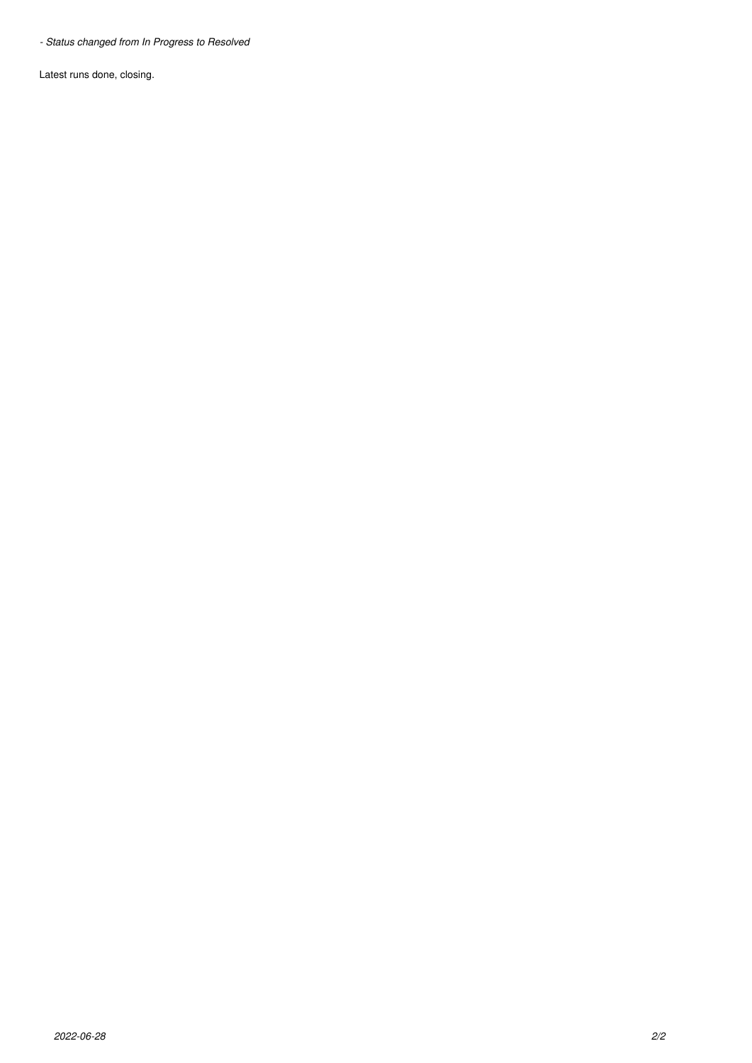- *Status changed from In Progress to Resolved*

Latest runs done, closing.